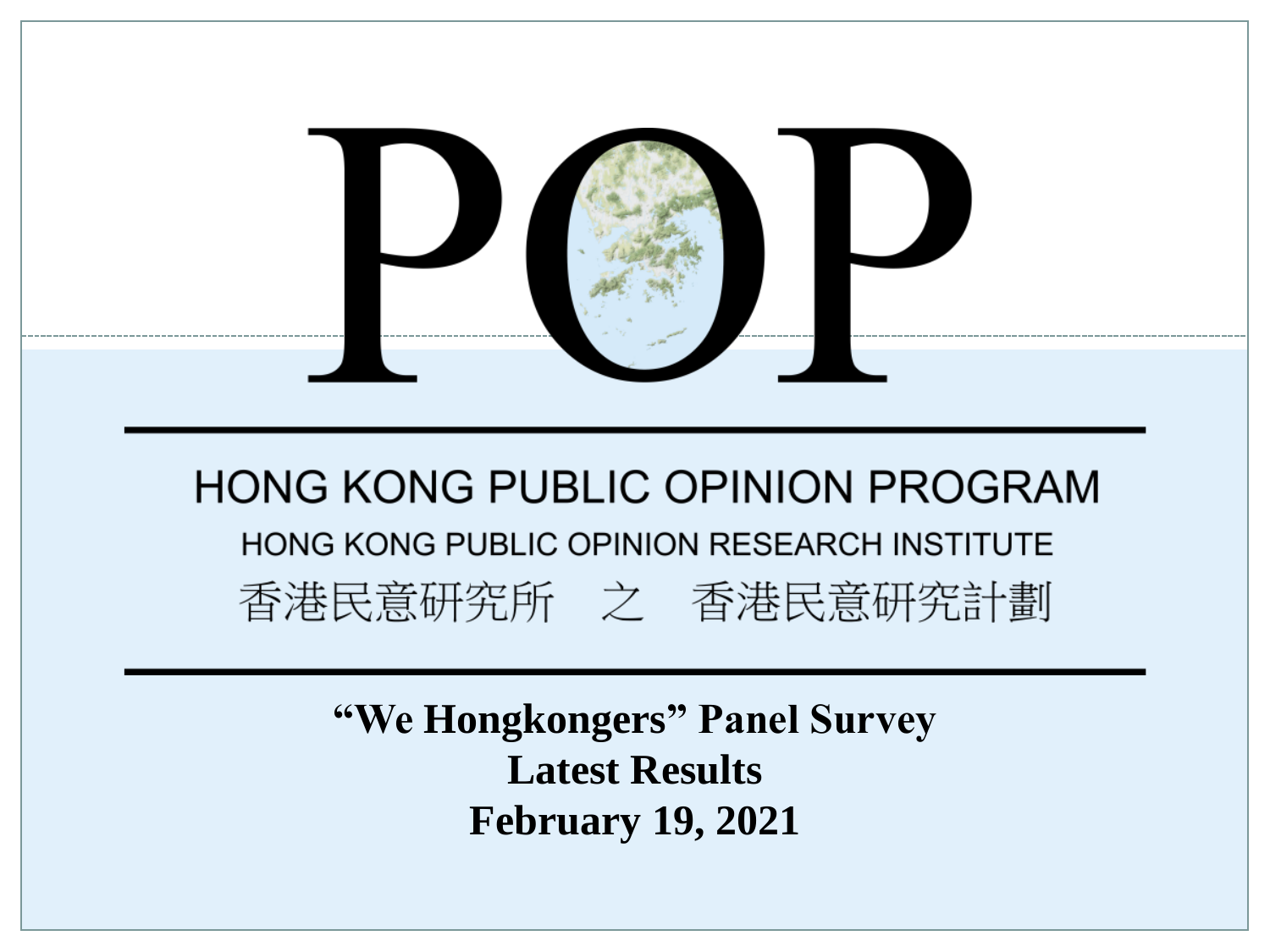# POP

## HONG KONG PUBLIC OPINION PROGRAM

HONG KONG PUBLIC OPINION RESEARCH INSTITUTE

香港民意研究所　之　香港民意研究計劃

**“We Hongkongers” Panel Survey**

**Latest Results**

**February 19, 2021**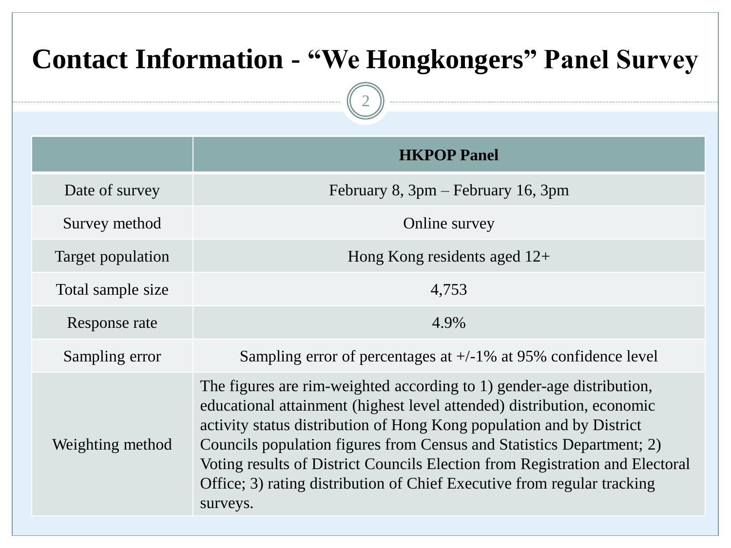# Contact Information - “We Hongkongers” Panel Survey

| | HKPOP Panel |
|---|---|
| Date of survey | February 8, 3pm – February 16, 3pm |
| Survey method | Online survey |
| Target population | Hong Kong residents aged 12+ |
| Total sample size | 4,753 |
| Response rate | 4.9% |
| Sampling error | Sampling error of percentages at +/-1% at 95% confidence level |
| Weighting method | The figures are rim-weighted according to 1) gender-age distribution, educational attainment (highest level attended) distribution, economic activity status distribution of Hong Kong population and by District Councils population figures from Census and Statistics Department; 2) Voting results of District Councils Election from Registration and Electoral Office; 3) rating distribution of Chief Executive from regular tracking surveys. |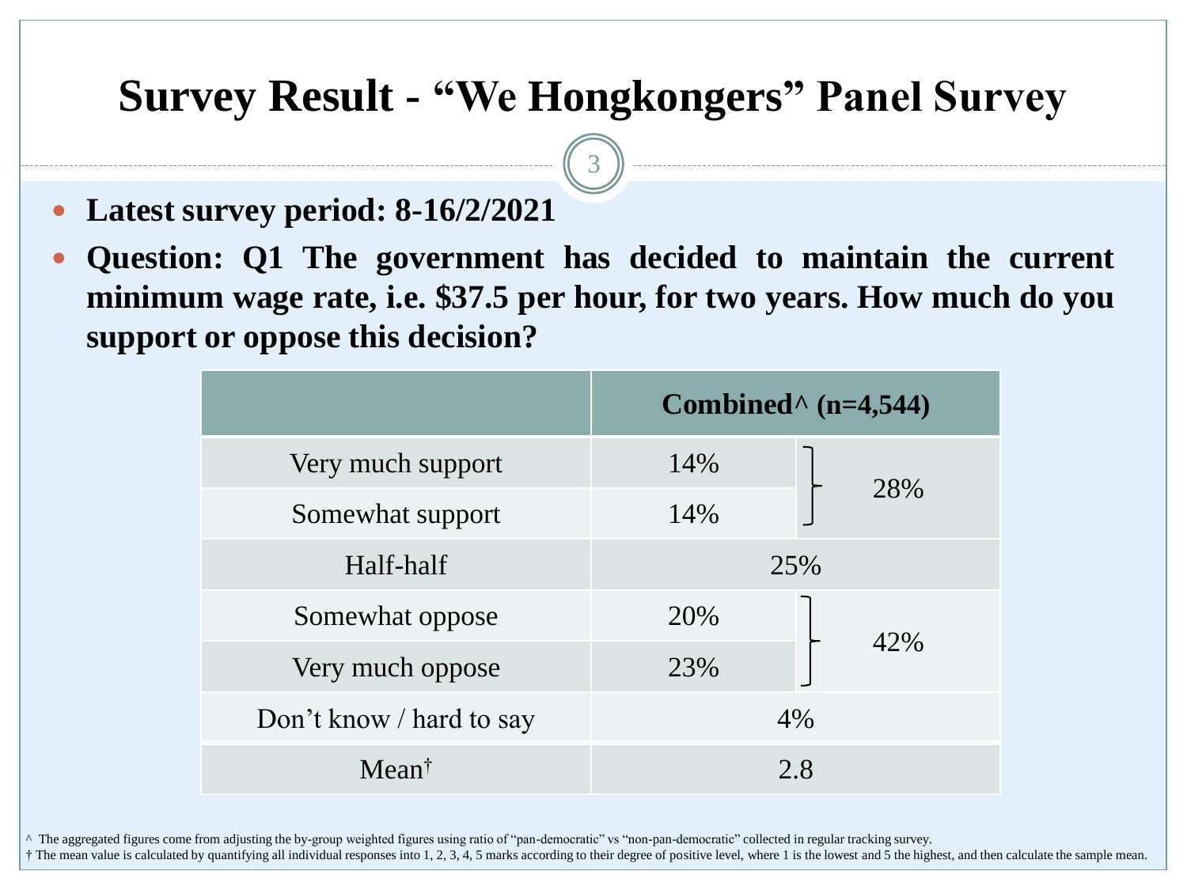# Survey Result - "We Hongkongers" Panel Survey

- **Latest survey period: 8-16/2/2021**
- **Question: Q1 The government has decided to maintain the current minimum wage rate, i.e. $37.5 per hour, for two years. How much do you support or oppose this decision?**

| | Combined^ (n=4,544) | |
|---|---|---|
| Very much support | 14% | 28% |
| Somewhat support | 14% | |
| Half-half | 25% | |
| Somewhat oppose | 20% | 42% |
| Very much oppose | 23% | |
| Don't know / hard to say | 4% | |
| Mean† | 2.8 | |

^ The aggregated figures come from adjusting the by-group weighted figures using ratio of "pan-democratic" vs "non-pan-democratic" collected in regular tracking survey.

† The mean value is calculated by quantifying all individual responses into 1, 2, 3, 4, 5 marks according to their degree of positive level, where 1 is the lowest and 5 the highest, and then calculate the sample mean.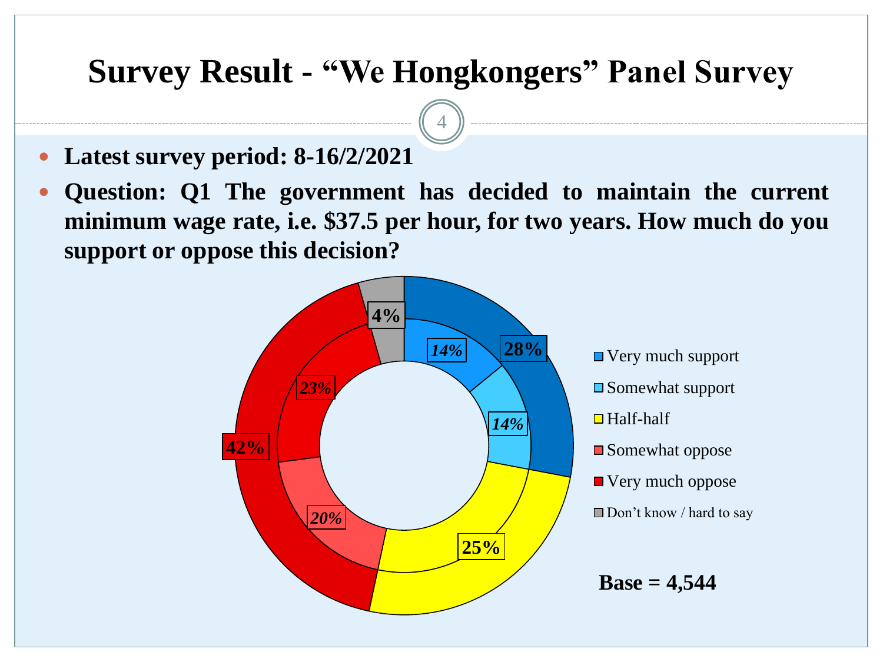# Survey Result - "We Hongkongers" Panel Survey

- **Latest survey period: 8-16/2/2021**
- **Question: Q1 The government has decided to maintain the current minimum wage rate, i.e. $37.5 per hour, for two years. How much do you support or oppose this decision?**

| Response | Inner ring | Outer ring |
| --- | --- | --- |
| Very much support | *14%* | **28%** |
| Somewhat support | *14%* | |
| Half-half | | **25%** |
| Somewhat oppose | *20%* | **42%** |
| Very much oppose | *23%* | |
| Don't know / hard to say | | **4%** |

**Base = 4,544**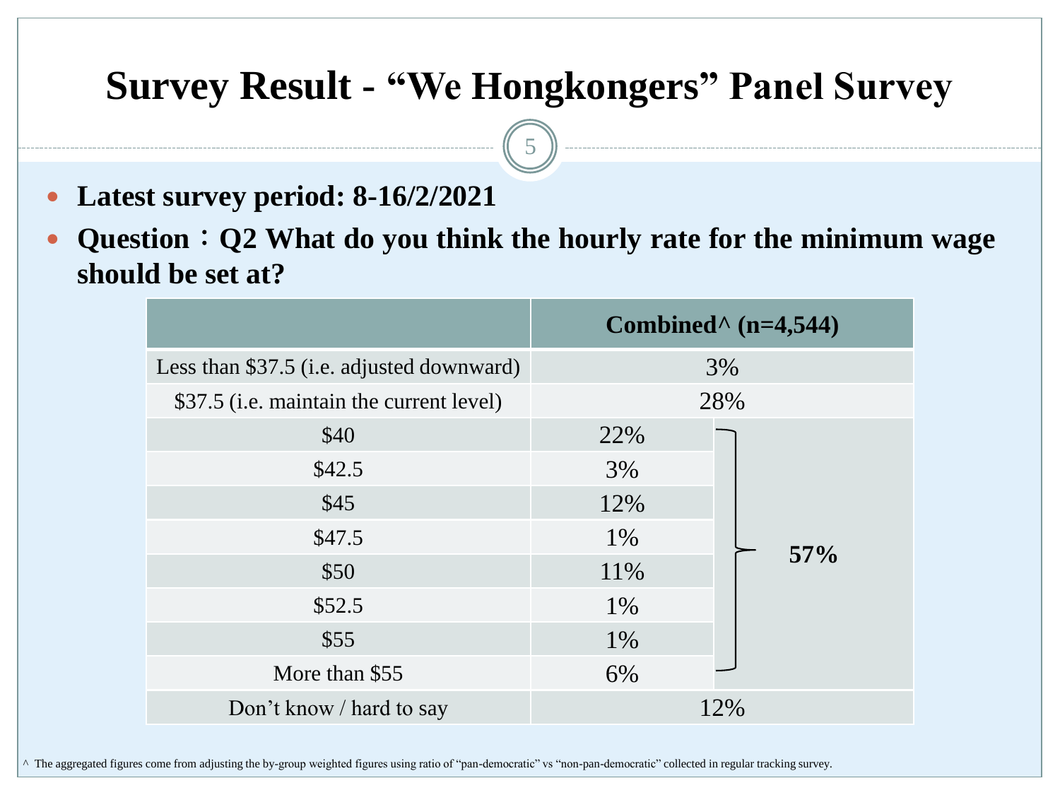# Survey Result - "We Hongkongers" Panel Survey

- **Latest survey period: 8-16/2/2021**
- **Question：Q2 What do you think the hourly rate for the minimum wage should be set at?**

| | **Combined^ (n=4,544)** | |
|---|---|---|
| Less than $37.5 (i.e. adjusted downward) | 3% | |
| $37.5 (i.e. maintain the current level) | 28% | |
| $40 | 22% | **57%** |
| $42.5 | 3% | |
| $45 | 12% | |
| $47.5 | 1% | |
| $50 | 11% | |
| $52.5 | 1% | |
| $55 | 1% | |
| More than $55 | 6% | |
| Don't know / hard to say | 12% | |

^ The aggregated figures come from adjusting the by-group weighted figures using ratio of "pan-democratic" vs "non-pan-democratic" collected in regular tracking survey.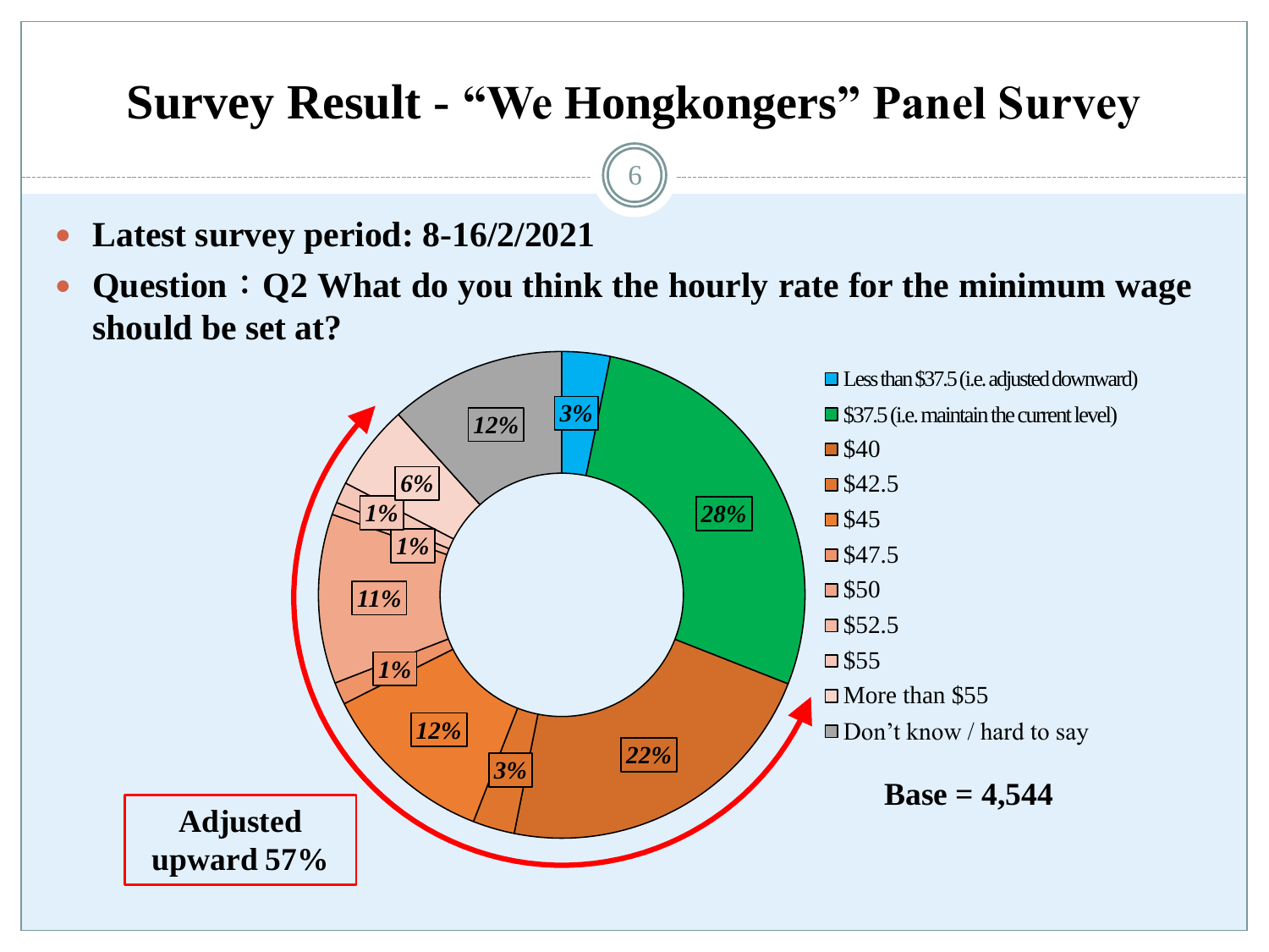# Survey Result - "We Hongkongers" Panel Survey

- **Latest survey period: 8-16/2/2021**
- **Question：Q2 What do you think the hourly rate for the minimum wage should be set at?**

| Response | Percentage |
|---|---|
| Less than $37.5 (i.e. adjusted downward) | 3% |
| $37.5 (i.e. maintain the current level) | 28% |
| $40 | 22% |
| $42.5 | 3% |
| $45 | 12% |
| $47.5 | 1% |
| $50 | 11% |
| $52.5 | 1% |
| $55 | 1% |
| More than $55 | 6% |
| Don't know / hard to say | 12% |

**Adjusted upward 57%**

**Base = 4,544**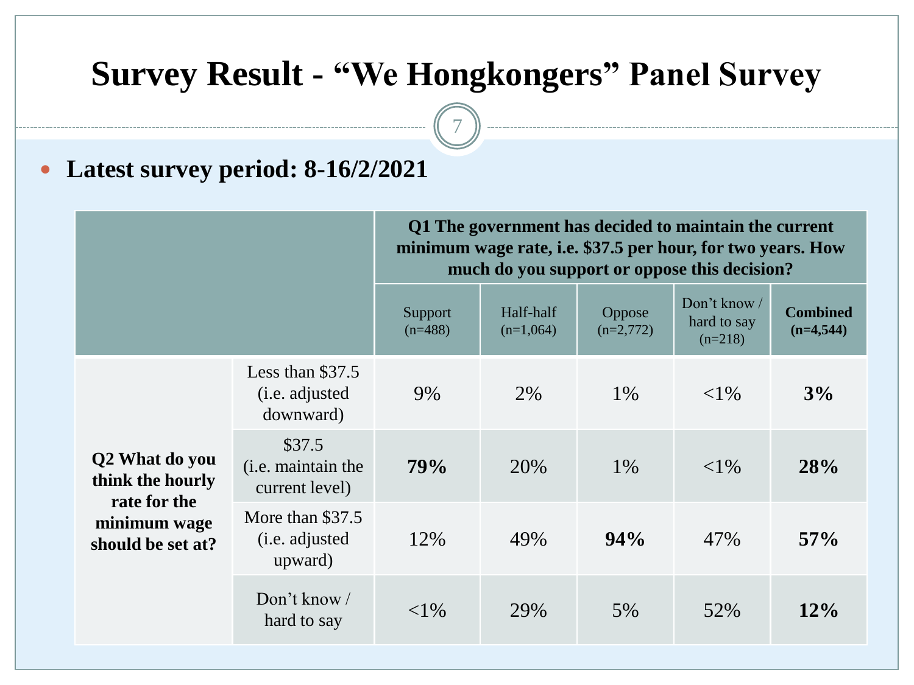# Survey Result - "We Hongkongers" Panel Survey

- **Latest survey period: 8-16/2/2021**

| | | **Q1 The government has decided to maintain the current minimum wage rate, i.e. $37.5 per hour, for two years. How much do you support or oppose this decision?** | | | | |
|---|---|---|---|---|---|---|
| | | Support (n=488) | Half-half (n=1,064) | Oppose (n=2,772) | Don't know / hard to say (n=218) | **Combined (n=4,544)** |
| **Q2 What do you think the hourly rate for the minimum wage should be set at?** | Less than $37.5 (i.e. adjusted downward) | 9% | 2% | 1% | <1% | **3%** |
| | $37.5 (i.e. maintain the current level) | **79%** | 20% | 1% | <1% | **28%** |
| | More than $37.5 (i.e. adjusted upward) | 12% | 49% | **94%** | 47% | **57%** |
| | Don't know / hard to say | <1% | 29% | 5% | 52% | **12%** |